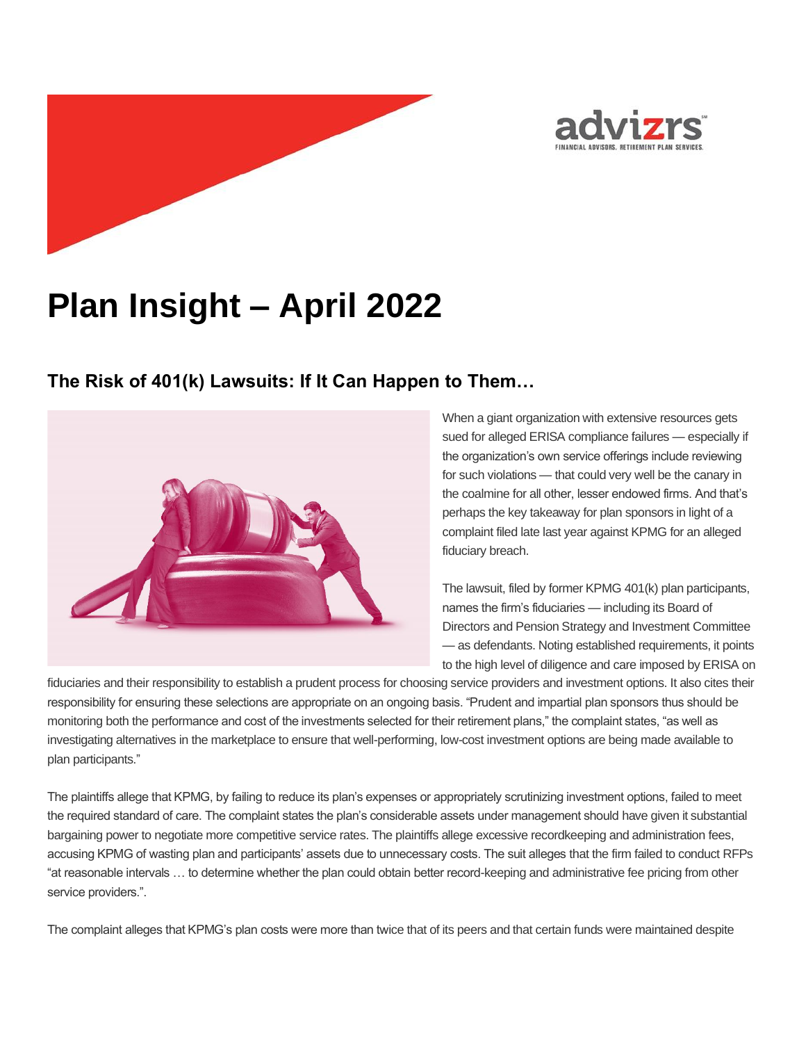# Plan Insight – April 2022

## The Risk of 401(k) Lawsuits: If It Can Happen to Them…

When a giant organization with extensive resources gets sued for alleged ERISA compliance failures — especially if the organization's own service offerings include reviewing for such violations — that could very well be the canary in the coalmine for all other, lesser endowed firms. And that's perhaps the key takeaway for plan sponsors in light of a complaint filed late last year against KPMG for an alleged fiduciary breach.

The lawsuit, filed by former KPMG 401(k) plan participants, names the firm's fiduciaries — including its Board of Directors and Pension Strategy and Investment Committee — as defendants. Noting established requirements, it points to the high level of diligence and care imposed by ERISA on fiduciaries and their responsibility to establish a prudent process for choosing service providers and investment options. It also cites their responsibility for ensuring these selections are appropriate on an ongoing basis. "Prudent and impartial plan sponsors thus should be monitoring both the performance and cost of the investments selected for their retirement plans," the complaint states, "as well as investigating alternatives in the marketplace to ensure that well-performing, low-cost investment options are being made available to plan participants."

The plaintiffs allege that KPMG, by failing to reduce its plan's expenses or appropriately scrutinizing investment options, failed to meet the required standard of care. The complaint states the plan's considerable assets under management should have given it substantial bargaining power to negotiate more competitive service rates. The plaintiffs allege excessive recordkeeping and administration fees, accusing KPMG of wasting plan and participants' assets due to unnecessary costs. The suit alleges that the firm failed to conduct RFPs "at reasonable intervals … to determine whether the plan could obtain better record-keeping and administrative fee pricing from other service providers.".

The complaint alleges that KPMG's plan costs were more than twice that of its peers and that certain funds were maintained despite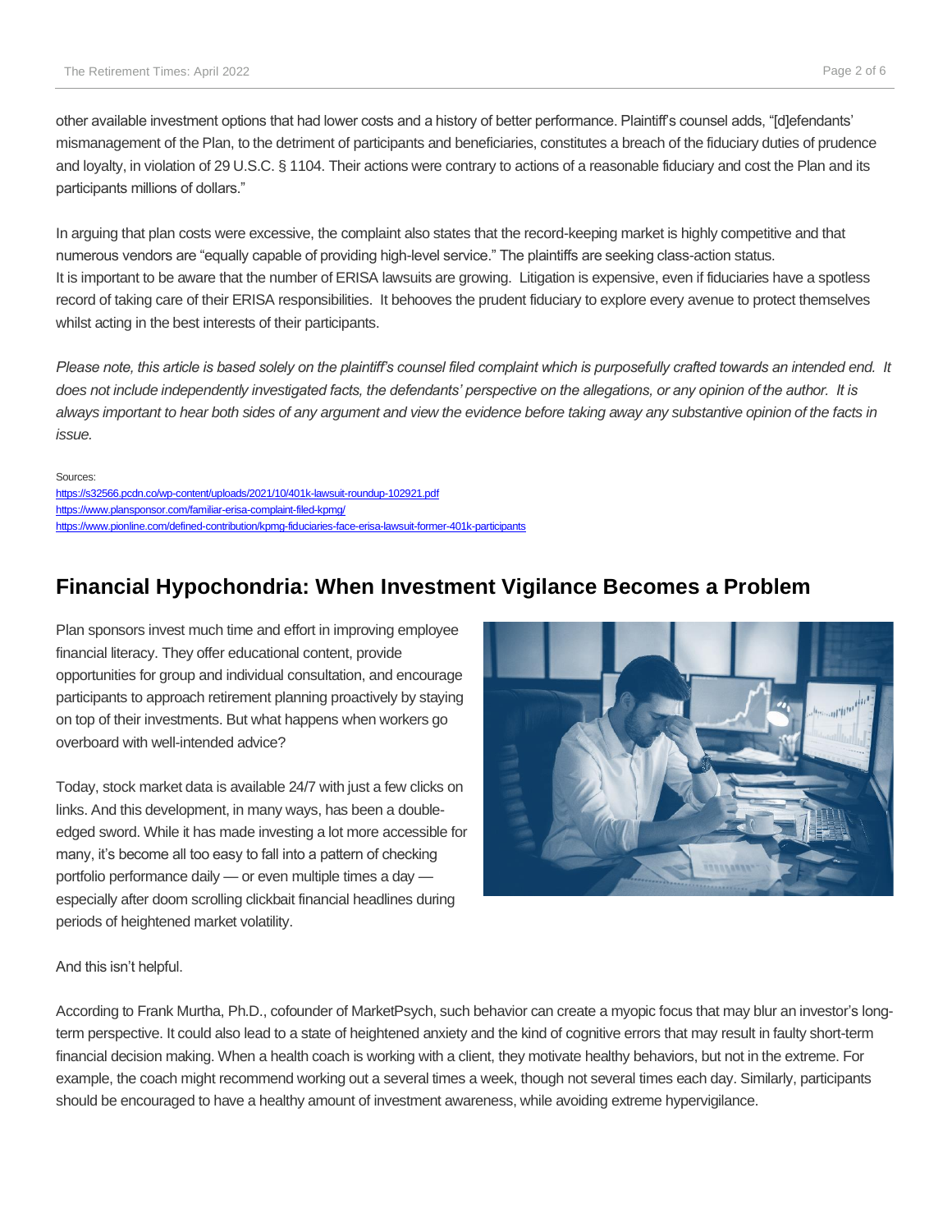other available investment options that had lower costs and a history of better performance. Plaintiff's counsel adds, "[d]efendants' mismanagement of the Plan, to the detriment of participants and beneficiaries, constitutes a breach of the fiduciary duties of prudence and loyalty, in violation of 29 U.S.C. § 1104. Their actions were contrary to actions of a reasonable fiduciary and cost the Plan and its participants millions of dollars."

In arguing that plan costs were excessive, the complaint also states that the record-keeping market is highly competitive and that numerous vendors are "equally capable of providing high-level service." The plaintiffs are seeking class-action status.
It is important to be aware that the number of ERISA lawsuits are growing. Litigation is expensive, even if fiduciaries have a spotless record of taking care of their ERISA responsibilities. It behooves the prudent fiduciary to explore every avenue to protect themselves whilst acting in the best interests of their participants.

*Please note, this article is based solely on the plaintiff's counsel filed complaint which is purposefully crafted towards an intended end. It does not include independently investigated facts, the defendants' perspective on the allegations, or any opinion of the author. It is always important to hear both sides of any argument and view the evidence before taking away any substantive opinion of the facts in issue.*

Sources:
https://s32566.pcdn.co/wp-content/uploads/2021/10/401k-lawsuit-roundup-102921.pdf
https://www.plansponsor.com/familiar-erisa-complaint-filed-kpmg/
https://www.pionline.com/defined-contribution/kpmg-fiduciaries-face-erisa-lawsuit-former-401k-participants

## Financial Hypochondria: When Investment Vigilance Becomes a Problem

Plan sponsors invest much time and effort in improving employee financial literacy. They offer educational content, provide opportunities for group and individual consultation, and encourage participants to approach retirement planning proactively by staying on top of their investments. But what happens when workers go overboard with well-intended advice?

Today, stock market data is available 24/7 with just a few clicks on links. And this development, in many ways, has been a double-edged sword. While it has made investing a lot more accessible for many, it's become all too easy to fall into a pattern of checking portfolio performance daily — or even multiple times a day — especially after doom scrolling clickbait financial headlines during periods of heightened market volatility.

And this isn't helpful.

According to Frank Murtha, Ph.D., cofounder of MarketPsych, such behavior can create a myopic focus that may blur an investor's long-term perspective. It could also lead to a state of heightened anxiety and the kind of cognitive errors that may result in faulty short-term financial decision making. When a health coach is working with a client, they motivate healthy behaviors, but not in the extreme. For example, the coach might recommend working out a several times a week, though not several times each day. Similarly, participants should be encouraged to have a healthy amount of investment awareness, while avoiding extreme hypervigilance.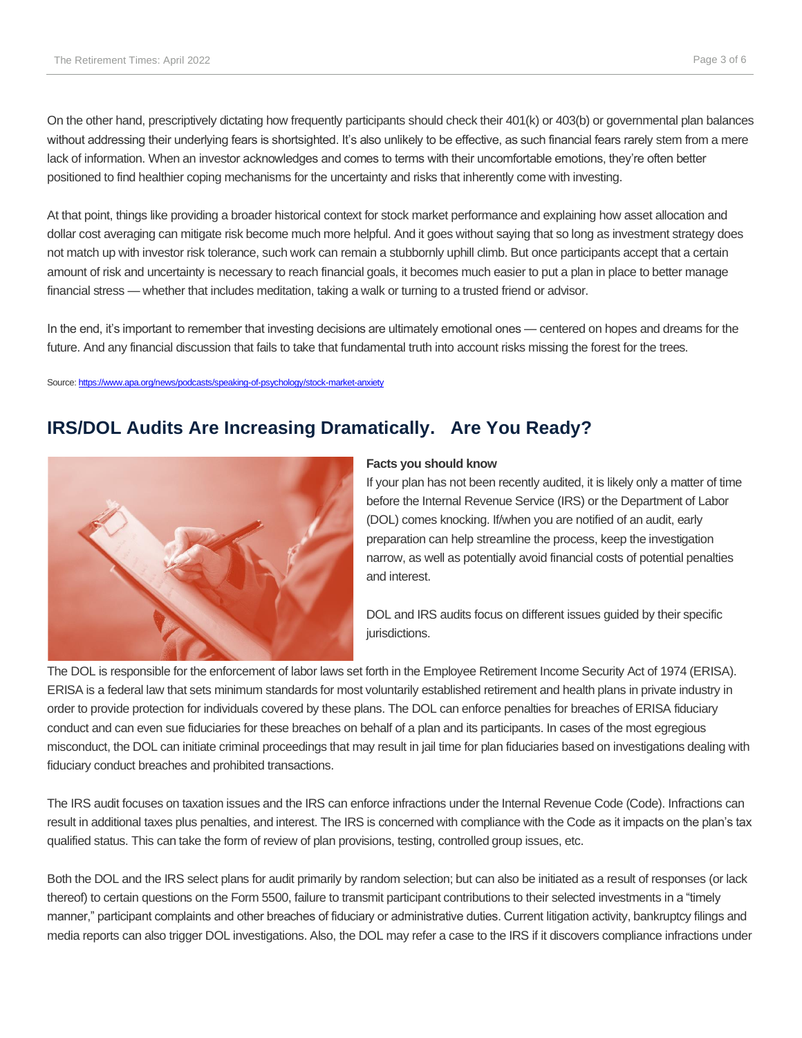On the other hand, prescriptively dictating how frequently participants should check their 401(k) or 403(b) or governmental plan balances without addressing their underlying fears is shortsighted. It's also unlikely to be effective, as such financial fears rarely stem from a mere lack of information. When an investor acknowledges and comes to terms with their uncomfortable emotions, they're often better positioned to find healthier coping mechanisms for the uncertainty and risks that inherently come with investing.

At that point, things like providing a broader historical context for stock market performance and explaining how asset allocation and dollar cost averaging can mitigate risk become much more helpful. And it goes without saying that so long as investment strategy does not match up with investor risk tolerance, such work can remain a stubbornly uphill climb. But once participants accept that a certain amount of risk and uncertainty is necessary to reach financial goals, it becomes much easier to put a plan in place to better manage financial stress — whether that includes meditation, taking a walk or turning to a trusted friend or advisor.

In the end, it's important to remember that investing decisions are ultimately emotional ones — centered on hopes and dreams for the future. And any financial discussion that fails to take that fundamental truth into account risks missing the forest for the trees.

Source: https://www.apa.org/news/podcasts/speaking-of-psychology/stock-market-anxiety

## IRS/DOL Audits Are Increasing Dramatically. Are You Ready?

**Facts you should know**

If your plan has not been recently audited, it is likely only a matter of time before the Internal Revenue Service (IRS) or the Department of Labor (DOL) comes knocking. If/when you are notified of an audit, early preparation can help streamline the process, keep the investigation narrow, as well as potentially avoid financial costs of potential penalties and interest.

DOL and IRS audits focus on different issues guided by their specific jurisdictions.

The DOL is responsible for the enforcement of labor laws set forth in the Employee Retirement Income Security Act of 1974 (ERISA). ERISA is a federal law that sets minimum standards for most voluntarily established retirement and health plans in private industry in order to provide protection for individuals covered by these plans. The DOL can enforce penalties for breaches of ERISA fiduciary conduct and can even sue fiduciaries for these breaches on behalf of a plan and its participants. In cases of the most egregious misconduct, the DOL can initiate criminal proceedings that may result in jail time for plan fiduciaries based on investigations dealing with fiduciary conduct breaches and prohibited transactions.

The IRS audit focuses on taxation issues and the IRS can enforce infractions under the Internal Revenue Code (Code). Infractions can result in additional taxes plus penalties, and interest. The IRS is concerned with compliance with the Code as it impacts on the plan's tax qualified status. This can take the form of review of plan provisions, testing, controlled group issues, etc.

Both the DOL and the IRS select plans for audit primarily by random selection; but can also be initiated as a result of responses (or lack thereof) to certain questions on the Form 5500, failure to transmit participant contributions to their selected investments in a "timely manner," participant complaints and other breaches of fiduciary or administrative duties. Current litigation activity, bankruptcy filings and media reports can also trigger DOL investigations. Also, the DOL may refer a case to the IRS if it discovers compliance infractions under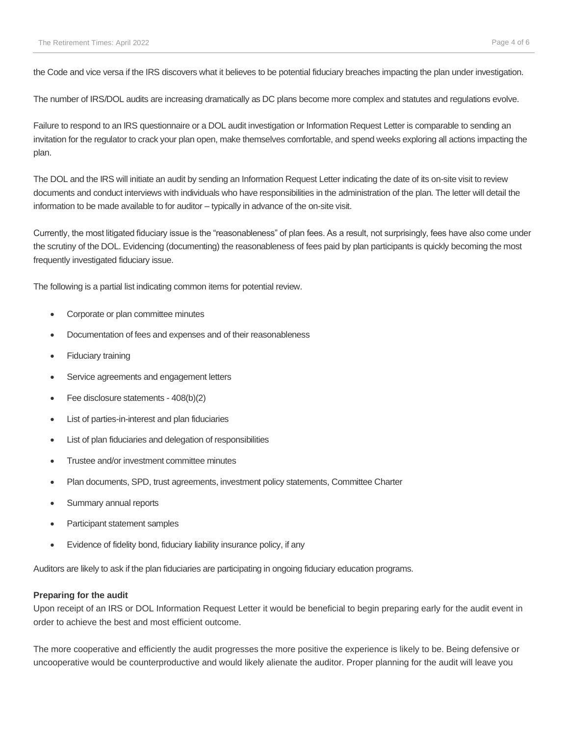the Code and vice versa if the IRS discovers what it believes to be potential fiduciary breaches impacting the plan under investigation.

The number of IRS/DOL audits are increasing dramatically as DC plans become more complex and statutes and regulations evolve.

Failure to respond to an IRS questionnaire or a DOL audit investigation or Information Request Letter is comparable to sending an invitation for the regulator to crack your plan open, make themselves comfortable, and spend weeks exploring all actions impacting the plan.

The DOL and the IRS will initiate an audit by sending an Information Request Letter indicating the date of its on-site visit to review documents and conduct interviews with individuals who have responsibilities in the administration of the plan. The letter will detail the information to be made available to for auditor – typically in advance of the on-site visit.

Currently, the most litigated fiduciary issue is the "reasonableness" of plan fees. As a result, not surprisingly, fees have also come under the scrutiny of the DOL. Evidencing (documenting) the reasonableness of fees paid by plan participants is quickly becoming the most frequently investigated fiduciary issue.

The following is a partial list indicating common items for potential review.

- Corporate or plan committee minutes
- Documentation of fees and expenses and of their reasonableness
- Fiduciary training
- Service agreements and engagement letters
- Fee disclosure statements - 408(b)(2)
- List of parties-in-interest and plan fiduciaries
- List of plan fiduciaries and delegation of responsibilities
- Trustee and/or investment committee minutes
- Plan documents, SPD, trust agreements, investment policy statements, Committee Charter
- Summary annual reports
- Participant statement samples
- Evidence of fidelity bond, fiduciary liability insurance policy, if any

Auditors are likely to ask if the plan fiduciaries are participating in ongoing fiduciary education programs.

**Preparing for the audit**

Upon receipt of an IRS or DOL Information Request Letter it would be beneficial to begin preparing early for the audit event in order to achieve the best and most efficient outcome.

The more cooperative and efficiently the audit progresses the more positive the experience is likely to be. Being defensive or uncooperative would be counterproductive and would likely alienate the auditor. Proper planning for the audit will leave you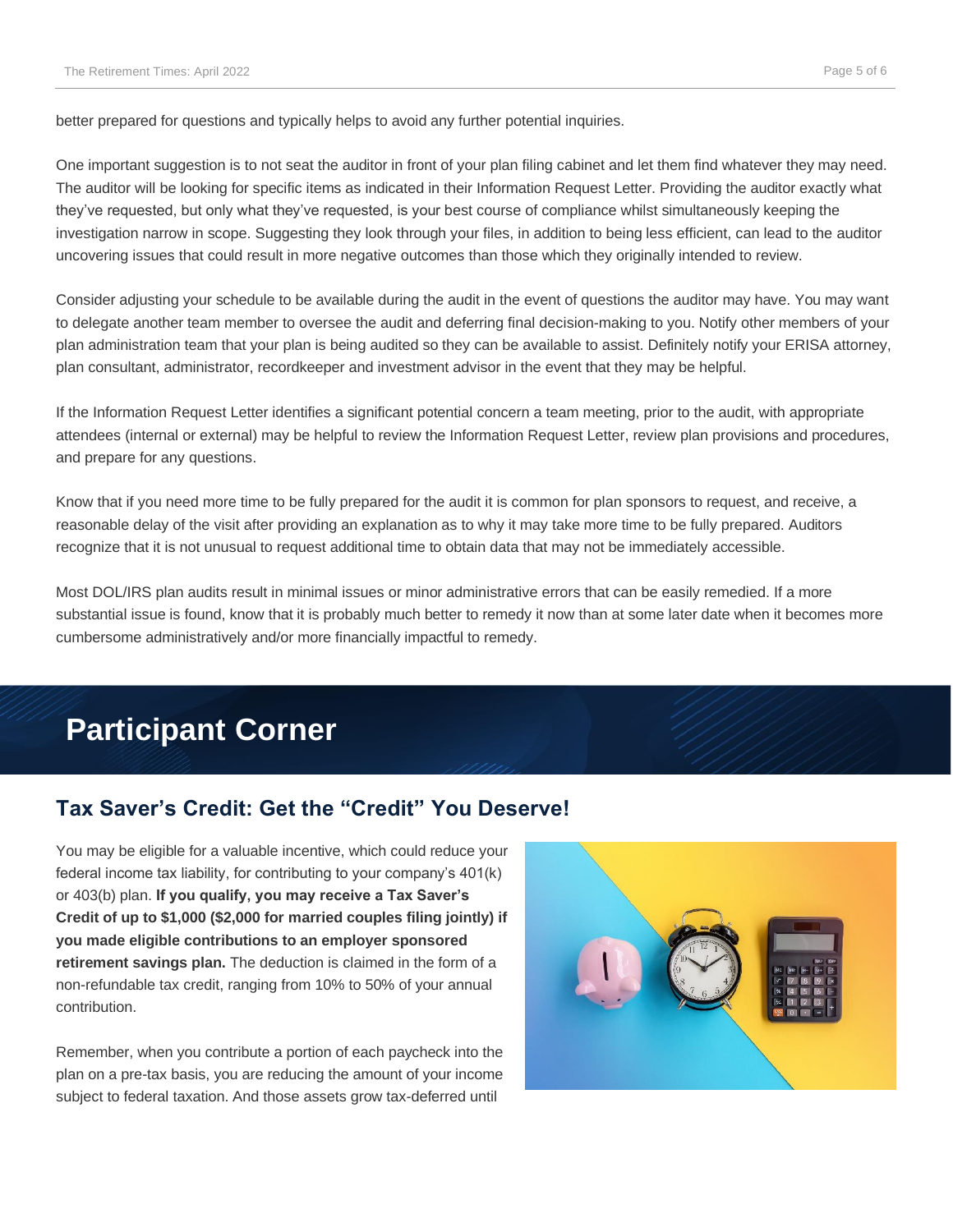better prepared for questions and typically helps to avoid any further potential inquiries.

One important suggestion is to not seat the auditor in front of your plan filing cabinet and let them find whatever they may need. The auditor will be looking for specific items as indicated in their Information Request Letter. Providing the auditor exactly what they've requested, but only what they've requested, is your best course of compliance whilst simultaneously keeping the investigation narrow in scope. Suggesting they look through your files, in addition to being less efficient, can lead to the auditor uncovering issues that could result in more negative outcomes than those which they originally intended to review.

Consider adjusting your schedule to be available during the audit in the event of questions the auditor may have. You may want to delegate another team member to oversee the audit and deferring final decision-making to you. Notify other members of your plan administration team that your plan is being audited so they can be available to assist. Definitely notify your ERISA attorney, plan consultant, administrator, recordkeeper and investment advisor in the event that they may be helpful.

If the Information Request Letter identifies a significant potential concern a team meeting, prior to the audit, with appropriate attendees (internal or external) may be helpful to review the Information Request Letter, review plan provisions and procedures, and prepare for any questions.

Know that if you need more time to be fully prepared for the audit it is common for plan sponsors to request, and receive, a reasonable delay of the visit after providing an explanation as to why it may take more time to be fully prepared. Auditors recognize that it is not unusual to request additional time to obtain data that may not be immediately accessible.

Most DOL/IRS plan audits result in minimal issues or minor administrative errors that can be easily remedied. If a more substantial issue is found, know that it is probably much better to remedy it now than at some later date when it becomes more cumbersome administratively and/or more financially impactful to remedy.

# Participant Corner

## Tax Saver's Credit: Get the "Credit" You Deserve!

You may be eligible for a valuable incentive, which could reduce your federal income tax liability, for contributing to your company's 401(k) or 403(b) plan. **If you qualify, you may receive a Tax Saver's Credit of up to $1,000 ($2,000 for married couples filing jointly) if you made eligible contributions to an employer sponsored retirement savings plan.** The deduction is claimed in the form of a non-refundable tax credit, ranging from 10% to 50% of your annual contribution.

Remember, when you contribute a portion of each paycheck into the plan on a pre-tax basis, you are reducing the amount of your income subject to federal taxation. And those assets grow tax-deferred until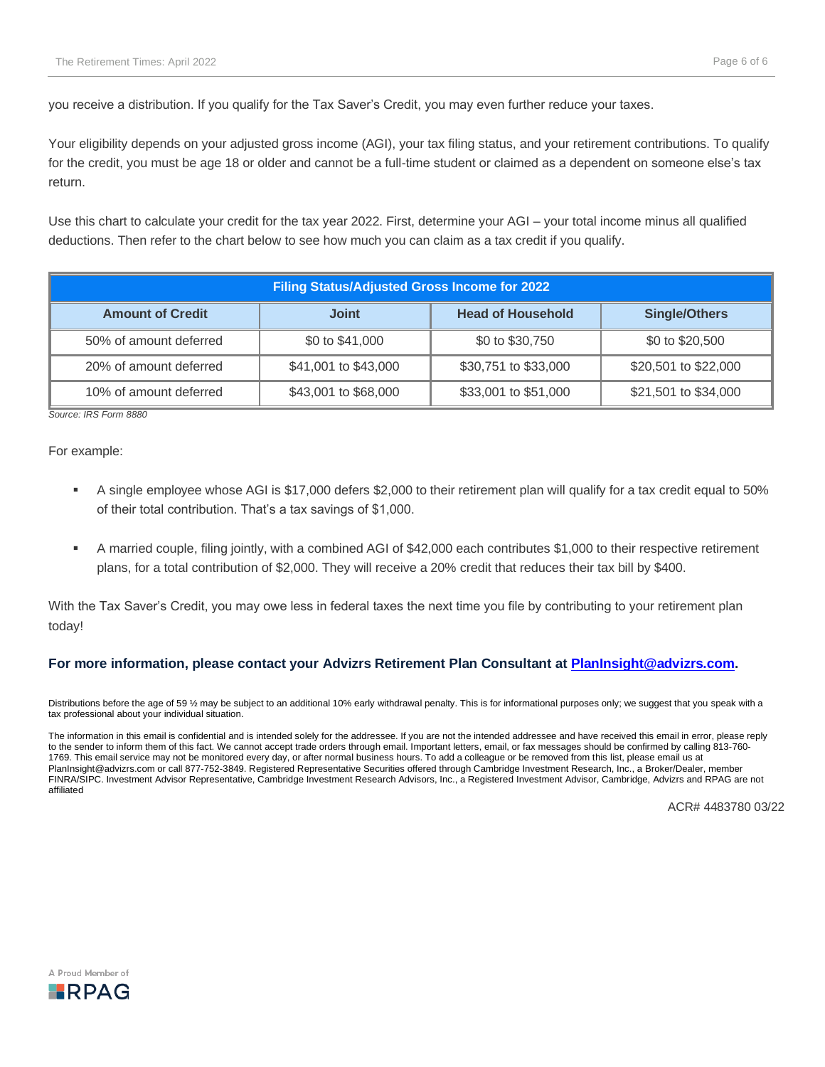you receive a distribution. If you qualify for the Tax Saver's Credit, you may even further reduce your taxes.

Your eligibility depends on your adjusted gross income (AGI), your tax filing status, and your retirement contributions. To qualify for the credit, you must be age 18 or older and cannot be a full-time student or claimed as a dependent on someone else's tax return.

Use this chart to calculate your credit for the tax year 2022. First, determine your AGI – your total income minus all qualified deductions. Then refer to the chart below to see how much you can claim as a tax credit if you qualify.

| Filing Status/Adjusted Gross Income for 2022 | | | |
|---|---|---|---|
| **Amount of Credit** | **Joint** | **Head of Household** | **Single/Others** |
| 50% of amount deferred | $0 to $41,000 | $0 to $30,750 | $0 to $20,500 |
| 20% of amount deferred | $41,001 to $43,000 | $30,751 to $33,000 | $20,501 to $22,000 |
| 10% of amount deferred | $43,001 to $68,000 | $33,001 to $51,000 | $21,501 to $34,000 |

*Source: IRS Form 8880*

For example:

- A single employee whose AGI is $17,000 defers $2,000 to their retirement plan will qualify for a tax credit equal to 50% of their total contribution. That's a tax savings of $1,000.
- A married couple, filing jointly, with a combined AGI of $42,000 each contributes $1,000 to their respective retirement plans, for a total contribution of $2,000. They will receive a 20% credit that reduces their tax bill by $400.

With the Tax Saver's Credit, you may owe less in federal taxes the next time you file by contributing to your retirement plan today!

**For more information, please contact your Advizrs Retirement Plan Consultant at [PlanInsight@advizrs.com](mailto:PlanInsight@advizrs.com).**

Distributions before the age of 59 ½ may be subject to an additional 10% early withdrawal penalty. This is for informational purposes only; we suggest that you speak with a tax professional about your individual situation.

The information in this email is confidential and is intended solely for the addressee. If you are not the intended addressee and have received this email in error, please reply to the sender to inform them of this fact. We cannot accept trade orders through email. Important letters, email, or fax messages should be confirmed by calling 813-760-1769. This email service may not be monitored every day, or after normal business hours. To add a colleague or be removed from this list, please email us at PlanInsight@advizrs.com or call 877-752-3849. Registered Representative Securities offered through Cambridge Investment Research, Inc., a Broker/Dealer, member FINRA/SIPC. Investment Advisor Representative, Cambridge Investment Research Advisors, Inc., a Registered Investment Advisor, Cambridge, Advizrs and RPAG are not affiliated

ACR# 4483780 03/22

A Proud Member of RPAG